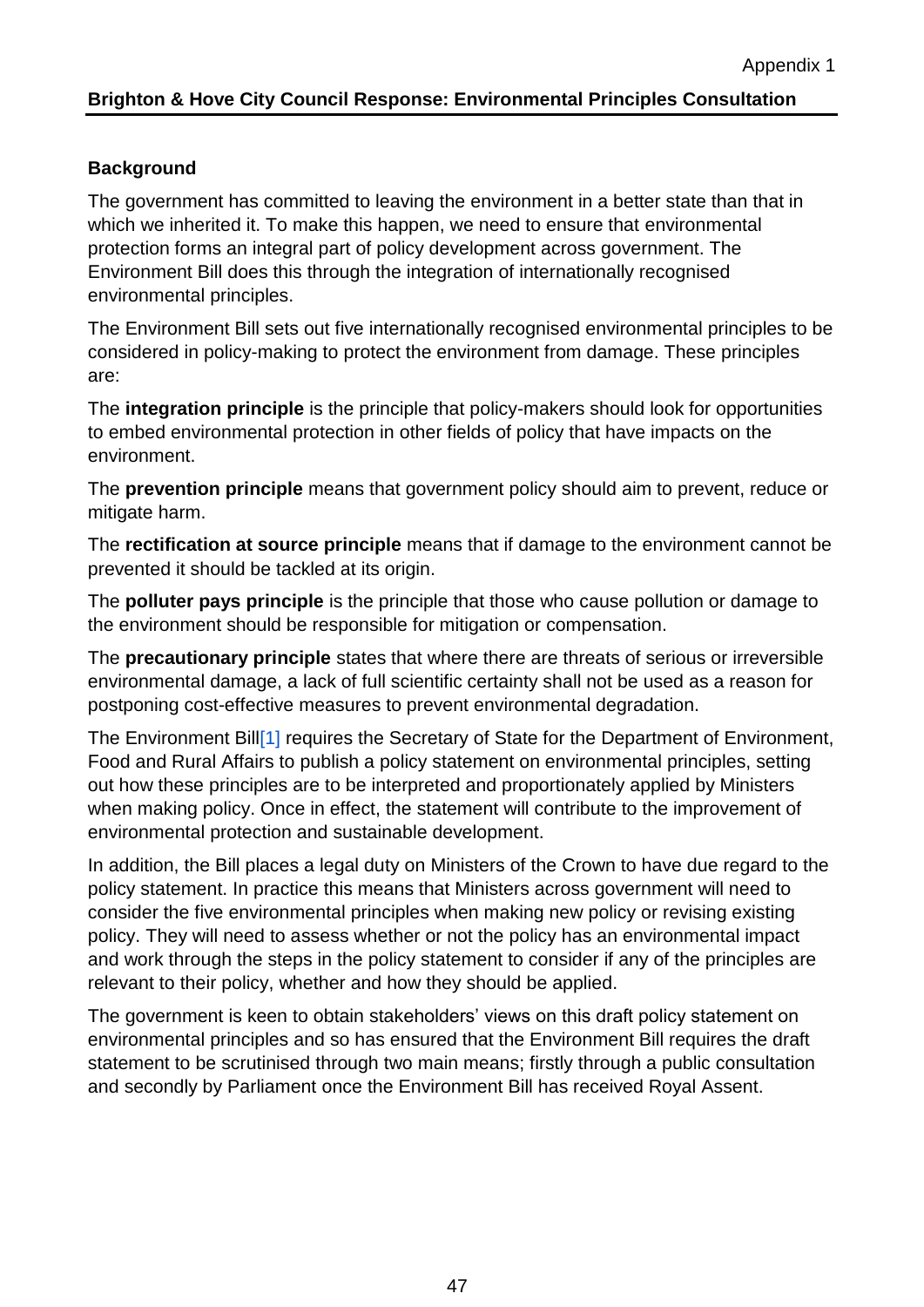Appendix 1

## Brighton & Hove City Council Response: Environmental Principles Consultation

### Background

The government has committed to leaving the environment in a better state than that in which we inherited it. To make this happen, we need to ensure that environmental protection forms an integral part of policy development across government. The Environment Bill does this through the integration of internationally recognised environmental principles.

The Environment Bill sets out five internationally recognised environmental principles to be considered in policy-making to protect the environment from damage. These principles are:

The **integration principle** is the principle that policy-makers should look for opportunities to embed environmental protection in other fields of policy that have impacts on the environment.

The **prevention principle** means that government policy should aim to prevent, reduce or mitigate harm.

The **rectification at source principle** means that if damage to the environment cannot be prevented it should be tackled at its origin.

The **polluter pays principle** is the principle that those who cause pollution or damage to the environment should be responsible for mitigation or compensation.

The **precautionary principle** states that where there are threats of serious or irreversible environmental damage, a lack of full scientific certainty shall not be used as a reason for postponing cost-effective measures to prevent environmental degradation.

The Environment Bill[1] requires the Secretary of State for the Department of Environment, Food and Rural Affairs to publish a policy statement on environmental principles, setting out how these principles are to be interpreted and proportionately applied by Ministers when making policy. Once in effect, the statement will contribute to the improvement of environmental protection and sustainable development.

In addition, the Bill places a legal duty on Ministers of the Crown to have due regard to the policy statement. In practice this means that Ministers across government will need to consider the five environmental principles when making new policy or revising existing policy. They will need to assess whether or not the policy has an environmental impact and work through the steps in the policy statement to consider if any of the principles are relevant to their policy, whether and how they should be applied.

The government is keen to obtain stakeholders' views on this draft policy statement on environmental principles and so has ensured that the Environment Bill requires the draft statement to be scrutinised through two main means; firstly through a public consultation and secondly by Parliament once the Environment Bill has received Royal Assent.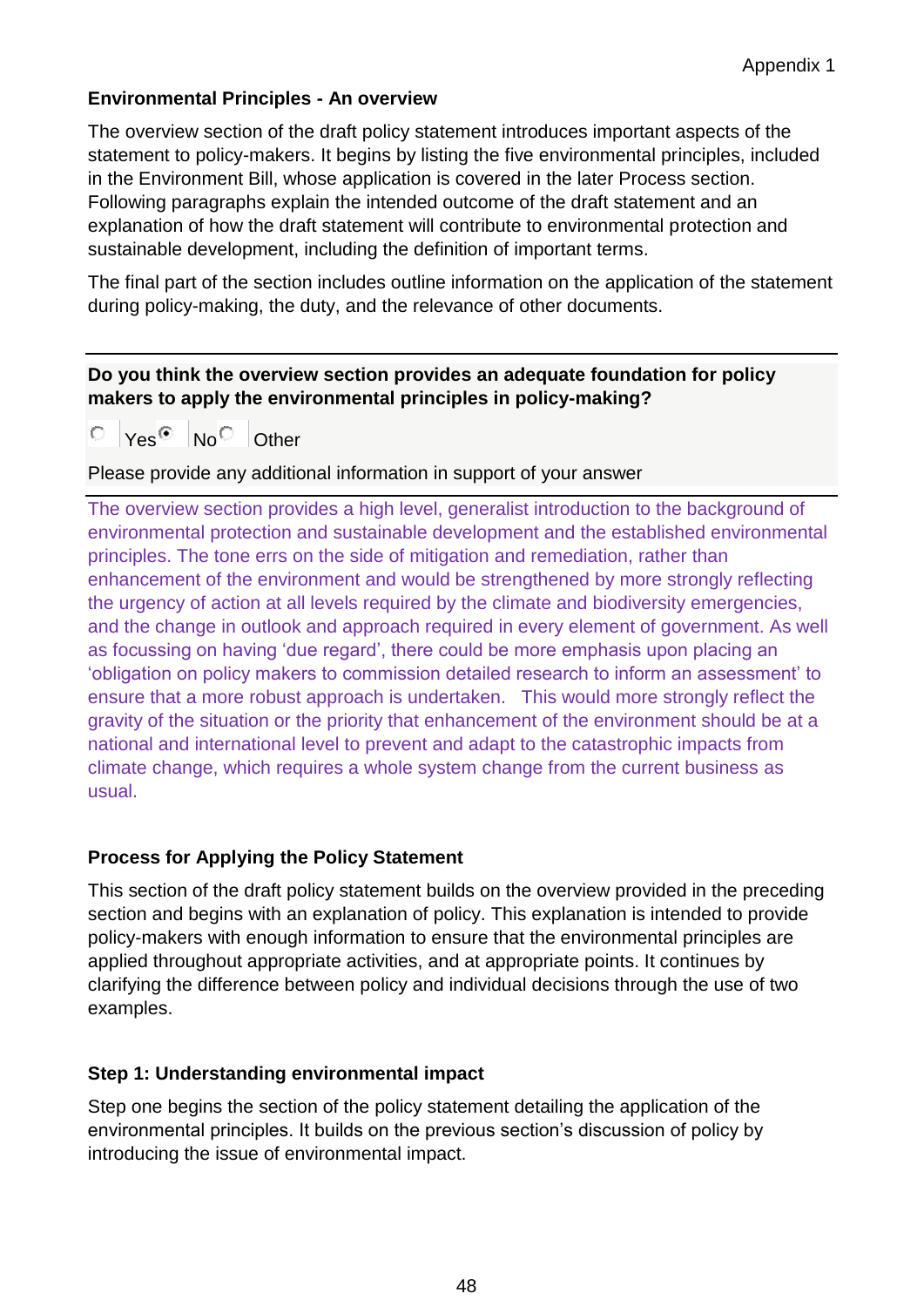**Environmental Principles - An overview**

The overview section of the draft policy statement introduces important aspects of the statement to policy-makers. It begins by listing the five environmental principles, included in the Environment Bill, whose application is covered in the later Process section. Following paragraphs explain the intended outcome of the draft statement and an explanation of how the draft statement will contribute to environmental protection and sustainable development, including the definition of important terms.

The final part of the section includes outline information on the application of the statement during policy-making, the duty, and the relevance of other documents.

---

**Do you think the overview section provides an adequate foundation for policy makers to apply the environmental principles in policy-making?**

○ Yes ◉ No ○ Other

Please provide any additional information in support of your answer

---

The overview section provides a high level, generalist introduction to the background of environmental protection and sustainable development and the established environmental principles. The tone errs on the side of mitigation and remediation, rather than enhancement of the environment and would be strengthened by more strongly reflecting the urgency of action at all levels required by the climate and biodiversity emergencies, and the change in outlook and approach required in every element of government. As well as focussing on having 'due regard', there could be more emphasis upon placing an 'obligation on policy makers to commission detailed research to inform an assessment' to ensure that a more robust approach is undertaken. This would more strongly reflect the gravity of the situation or the priority that enhancement of the environment should be at a national and international level to prevent and adapt to the catastrophic impacts from climate change, which requires a whole system change from the current business as usual.

**Process for Applying the Policy Statement**

This section of the draft policy statement builds on the overview provided in the preceding section and begins with an explanation of policy. This explanation is intended to provide policy-makers with enough information to ensure that the environmental principles are applied throughout appropriate activities, and at appropriate points. It continues by clarifying the difference between policy and individual decisions through the use of two examples.

**Step 1: Understanding environmental impact**

Step one begins the section of the policy statement detailing the application of the environmental principles. It builds on the previous section's discussion of policy by introducing the issue of environmental impact.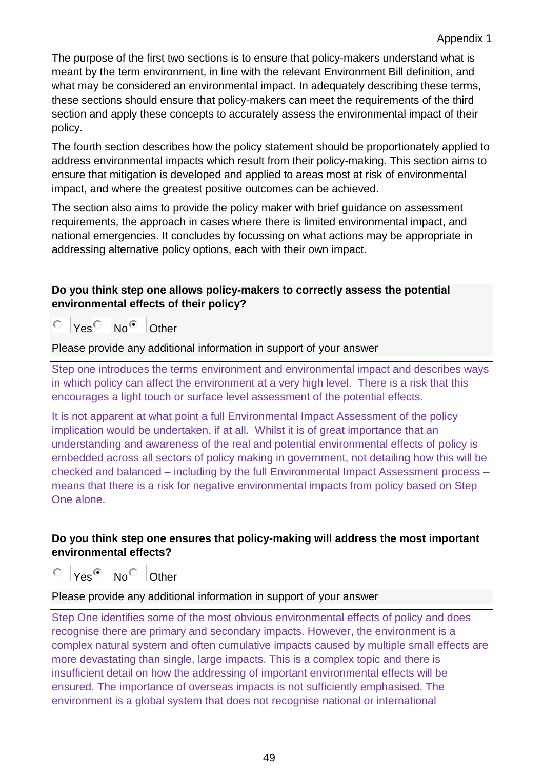The purpose of the first two sections is to ensure that policy-makers understand what is meant by the term environment, in line with the relevant Environment Bill definition, and what may be considered an environmental impact. In adequately describing these terms, these sections should ensure that policy-makers can meet the requirements of the third section and apply these concepts to accurately assess the environmental impact of their policy.

The fourth section describes how the policy statement should be proportionately applied to address environmental impacts which result from their policy-making. This section aims to ensure that mitigation is developed and applied to areas most at risk of environmental impact, and where the greatest positive outcomes can be achieved.

The section also aims to provide the policy maker with brief guidance on assessment requirements, the approach in cases where there is limited environmental impact, and national emergencies. It concludes by focussing on what actions may be appropriate in addressing alternative policy options, each with their own impact.

---

**Do you think step one allows policy-makers to correctly assess the potential environmental effects of their policy?**

○ Yes ○ No ◉ Other

Please provide any additional information in support of your answer

Step one introduces the terms environment and environmental impact and describes ways in which policy can affect the environment at a very high level. There is a risk that this encourages a light touch or surface level assessment of the potential effects.

It is not apparent at what point a full Environmental Impact Assessment of the policy implication would be undertaken, if at all. Whilst it is of great importance that an understanding and awareness of the real and potential environmental effects of policy is embedded across all sectors of policy making in government, not detailing how this will be checked and balanced – including by the full Environmental Impact Assessment process – means that there is a risk for negative environmental impacts from policy based on Step One alone.

**Do you think step one ensures that policy-making will address the most important environmental effects?**

○ Yes ◉ No ○ Other

Please provide any additional information in support of your answer

Step One identifies some of the most obvious environmental effects of policy and does recognise there are primary and secondary impacts. However, the environment is a complex natural system and often cumulative impacts caused by multiple small effects are more devastating than single, large impacts. This is a complex topic and there is insufficient detail on how the addressing of important environmental effects will be ensured. The importance of overseas impacts is not sufficiently emphasised. The environment is a global system that does not recognise national or international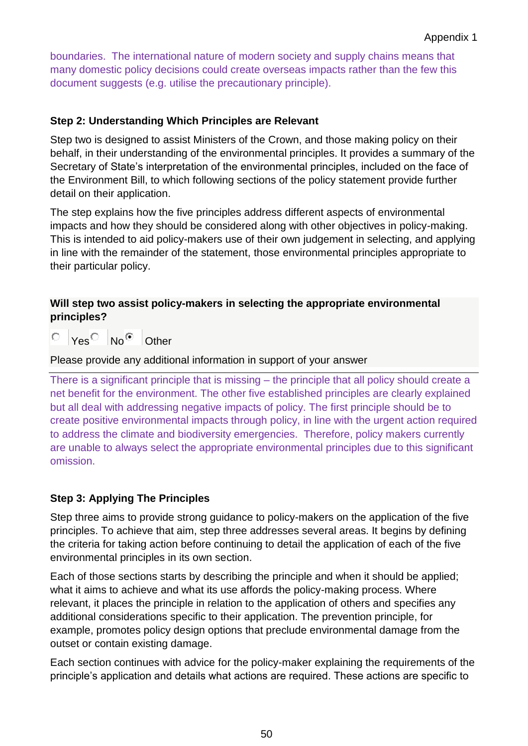boundaries. The international nature of modern society and supply chains means that many domestic policy decisions could create overseas impacts rather than the few this document suggests (e.g. utilise the precautionary principle).

**Step 2: Understanding Which Principles are Relevant**

Step two is designed to assist Ministers of the Crown, and those making policy on their behalf, in their understanding of the environmental principles. It provides a summary of the Secretary of State's interpretation of the environmental principles, included on the face of the Environment Bill, to which following sections of the policy statement provide further detail on their application.

The step explains how the five principles address different aspects of environmental impacts and how they should be considered along with other objectives in policy-making. This is intended to aid policy-makers use of their own judgement in selecting, and applying in line with the remainder of the statement, those environmental principles appropriate to their particular policy.

**Will step two assist policy-makers in selecting the appropriate environmental principles?**

○ Yes ○ No ◉ Other

Please provide any additional information in support of your answer

There is a significant principle that is missing – the principle that all policy should create a net benefit for the environment. The other five established principles are clearly explained but all deal with addressing negative impacts of policy. The first principle should be to create positive environmental impacts through policy, in line with the urgent action required to address the climate and biodiversity emergencies. Therefore, policy makers currently are unable to always select the appropriate environmental principles due to this significant omission.

**Step 3: Applying The Principles**

Step three aims to provide strong guidance to policy-makers on the application of the five principles. To achieve that aim, step three addresses several areas. It begins by defining the criteria for taking action before continuing to detail the application of each of the five environmental principles in its own section.

Each of those sections starts by describing the principle and when it should be applied; what it aims to achieve and what its use affords the policy-making process. Where relevant, it places the principle in relation to the application of others and specifies any additional considerations specific to their application. The prevention principle, for example, promotes policy design options that preclude environmental damage from the outset or contain existing damage.

Each section continues with advice for the policy-maker explaining the requirements of the principle's application and details what actions are required. These actions are specific to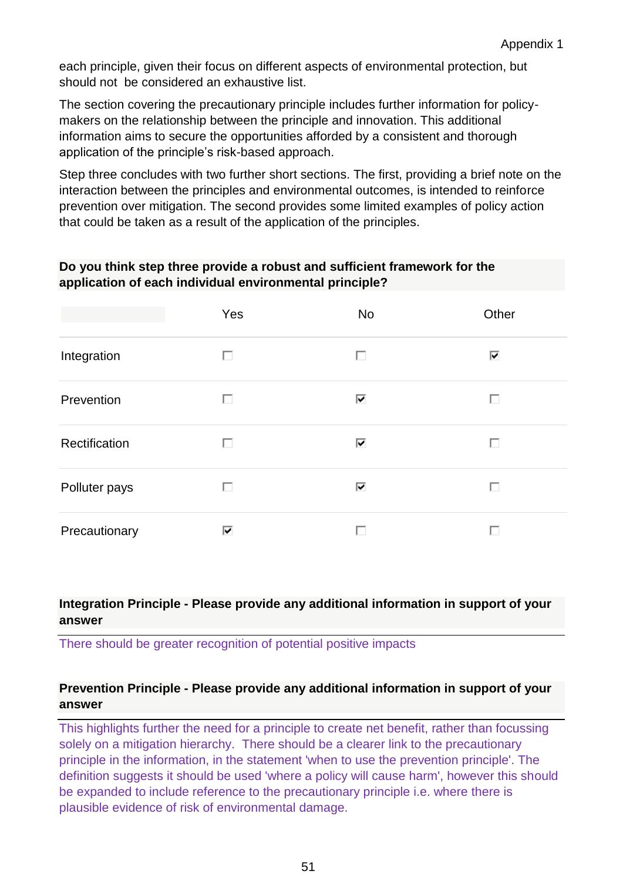each principle, given their focus on different aspects of environmental protection, but should not be considered an exhaustive list.

The section covering the precautionary principle includes further information for policy-makers on the relationship between the principle and innovation. This additional information aims to secure the opportunities afforded by a consistent and thorough application of the principle's risk-based approach.

Step three concludes with two further short sections. The first, providing a brief note on the interaction between the principles and environmental outcomes, is intended to reinforce prevention over mitigation. The second provides some limited examples of policy action that could be taken as a result of the application of the principles.

**Do you think step three provide a robust and sufficient framework for the application of each individual environmental principle?**

| | Yes | No | Other |
|---|---|---|---|
| Integration | ☐ | ☐ | ☑ |
| Prevention | ☐ | ☑ | ☐ |
| Rectification | ☐ | ☑ | ☐ |
| Polluter pays | ☐ | ☑ | ☐ |
| Precautionary | ☑ | ☐ | ☐ |

**Integration Principle - Please provide any additional information in support of your answer**

There should be greater recognition of potential positive impacts

**Prevention Principle - Please provide any additional information in support of your answer**

This highlights further the need for a principle to create net benefit, rather than focussing solely on a mitigation hierarchy. There should be a clearer link to the precautionary principle in the information, in the statement 'when to use the prevention principle'. The definition suggests it should be used 'where a policy will cause harm', however this should be expanded to include reference to the precautionary principle i.e. where there is plausible evidence of risk of environmental damage.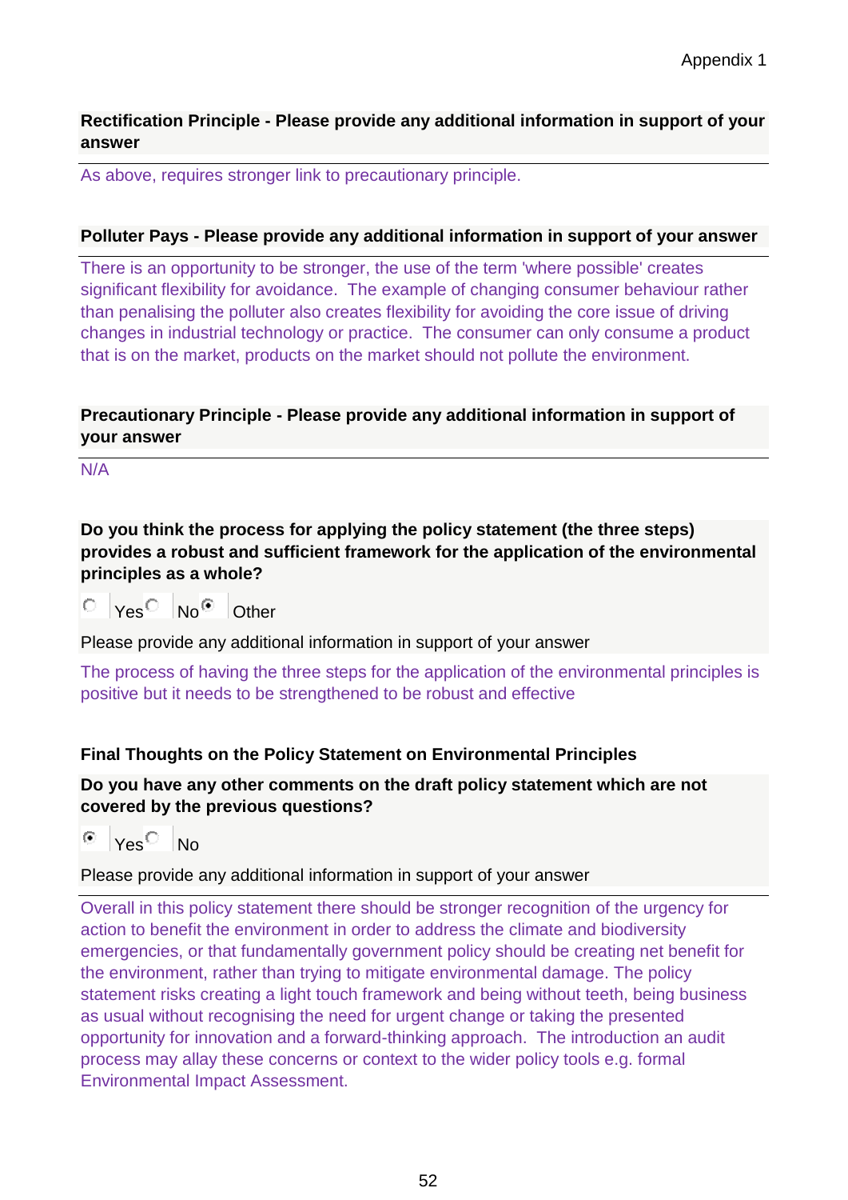Appendix 1

**Rectification Principle - Please provide any additional information in support of your answer**

As above, requires stronger link to precautionary principle.

**Polluter Pays - Please provide any additional information in support of your answer**

There is an opportunity to be stronger, the use of the term 'where possible' creates significant flexibility for avoidance. The example of changing consumer behaviour rather than penalising the polluter also creates flexibility for avoiding the core issue of driving changes in industrial technology or practice. The consumer can only consume a product that is on the market, products on the market should not pollute the environment.

**Precautionary Principle - Please provide any additional information in support of your answer**

N/A

**Do you think the process for applying the policy statement (the three steps) provides a robust and sufficient framework for the application of the environmental principles as a whole?**

○ Yes ○ No ◉ Other

Please provide any additional information in support of your answer

The process of having the three steps for the application of the environmental principles is positive but it needs to be strengthened to be robust and effective

**Final Thoughts on the Policy Statement on Environmental Principles**

**Do you have any other comments on the draft policy statement which are not covered by the previous questions?**

◉ Yes ○ No

Please provide any additional information in support of your answer

Overall in this policy statement there should be stronger recognition of the urgency for action to benefit the environment in order to address the climate and biodiversity emergencies, or that fundamentally government policy should be creating net benefit for the environment, rather than trying to mitigate environmental damage. The policy statement risks creating a light touch framework and being without teeth, being business as usual without recognising the need for urgent change or taking the presented opportunity for innovation and a forward-thinking approach. The introduction an audit process may allay these concerns or context to the wider policy tools e.g. formal Environmental Impact Assessment.